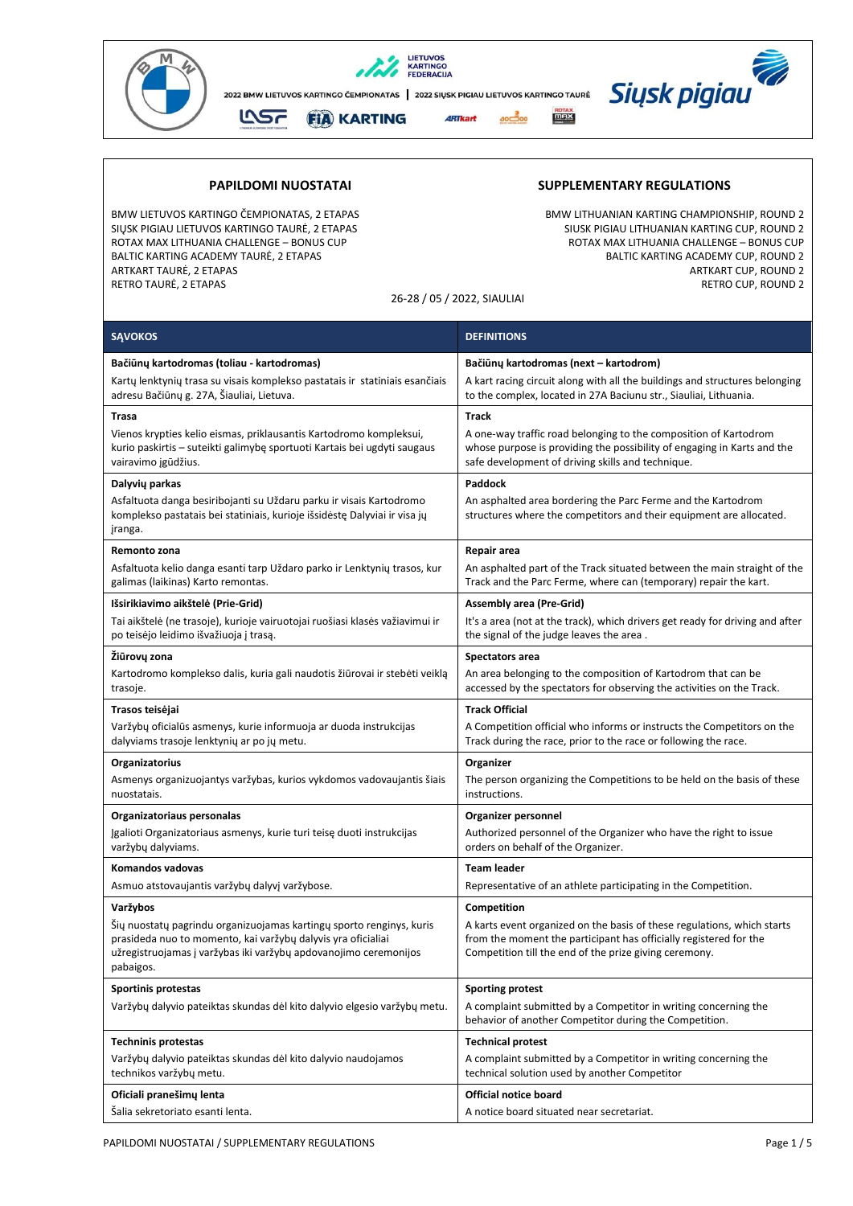2022 BMW LIETUVOS KARTINGO ČEMPIONATAS | 2022 SIŲSK PIGIAU LIETUVOS KARTINGO TAURĖ

## PAPILDOMI NUOSTATAI

BMW LIETUVOS KARTINGO ČEMPIONATAS, 2 ETAPAS
SIŲSK PIGIAU LIETUVOS KARTINGO TAURĖ, 2 ETAPAS
ROTAX MAX LITHUANIA CHALLENGE – BONUS CUP
BALTIC KARTING ACADEMY TAURĖ, 2 ETAPAS
ARTKART TAURĖ, 2 ETAPAS
RETRO TAURĖ, 2 ETAPAS

## SUPPLEMENTARY REGULATIONS

BMW LITHUANIAN KARTING CHAMPIONSHIP, ROUND 2
SIUSK PIGIAU LITHUANIAN KARTING CUP, ROUND 2
ROTAX MAX LITHUANIA CHALLENGE – BONUS CUP
BALTIC KARTING ACADEMY CUP, ROUND 2
ARTKART CUP, ROUND 2
RETRO CUP, ROUND 2

26-28 / 05 / 2022, SIAULIAI

| SĄVOKOS | DEFINITIONS |
|---|---|
| **Bačiūnų kartodromas (toliau - kartodromas)**<br>Kartų lenktynių trasa su visais komplekso pastatais ir statiniais esančiais adresu Bačiūnų g. 27A, Šiauliai, Lietuva. | **Bačiūnų kartodromas (next – kartodrom)**<br>A kart racing circuit along with all the buildings and structures belonging to the complex, located in 27A Baciunu str., Siauliai, Lithuania. |
| **Trasa**<br>Vienos krypties kelio eismas, priklausantis Kartodromo kompleksui, kurio paskirtis – suteikti galimybę sportuoti Kartais bei ugdyti saugaus vairavimo įgūdžius. | **Track**<br>A one-way traffic road belonging to the composition of Kartodrom whose purpose is providing the possibility of engaging in Karts and the safe development of driving skills and technique. |
| **Dalyvių parkas**<br>Asfaltuota danga besiribojanti su Uždaru parku ir visais Kartodromo komplekso pastatais bei statiniais, kurioje išsidėstę Dalyviai ir visa jų įranga. | **Paddock**<br>An asphalted area bordering the Parc Ferme and the Kartodrom structures where the competitors and their equipment are allocated. |
| **Remonto zona**<br>Asfaltuota kelio danga esanti tarp Uždaro parko ir Lenktynių trasos, kur galimas (laikinas) Karto remontas. | **Repair area**<br>An asphalted part of the Track situated between the main straight of the Track and the Parc Ferme, where can (temporary) repair the kart. |
| **Išsirikiavimo aikštelė (Prie-Grid)**<br>Tai aikštelė (ne trasoje), kurioje vairuotojai ruošiasi klasės važiavimui ir po teisėjo leidimo išvažiuoja į trasą. | **Assembly area (Pre-Grid)**<br>It's a area (not at the track), which drivers get ready for driving and after the signal of the judge leaves the area . |
| **Žiūrovų zona**<br>Kartodromo komplekso dalis, kuria gali naudotis žiūrovai ir stebėti veiklą trasoje. | **Spectators area**<br>An area belonging to the composition of Kartodrom that can be accessed by the spectators for observing the activities on the Track. |
| **Trasos teisėjai**<br>Varžybų oficialūs asmenys, kurie informuoja ar duoda instrukcijas dalyviams trasoje lenktynių ar po jų metu. | **Track Official**<br>A Competition official who informs or instructs the Competitors on the Track during the race, prior to the race or following the race. |
| **Organizatorius**<br>Asmenys organizuojantys varžybas, kurios vykdomos vadovaujantis šiais nuostatais. | **Organizer**<br>The person organizing the Competitions to be held on the basis of these instructions. |
| **Organizatoriaus personalas**<br>Įgalioti Organizatoriaus asmenys, kurie turi teisę duoti instrukcijas varžybų dalyviams. | **Organizer personnel**<br>Authorized personnel of the Organizer who have the right to issue orders on behalf of the Organizer. |
| **Komandos vadovas**<br>Asmuo atstovaujantis varžybų dalyvį varžybose. | **Team leader**<br>Representative of an athlete participating in the Competition. |
| **Varžybos**<br>Šių nuostatų pagrindu organizuojamas kartingų sporto renginys, kuris prasideda nuo to momento, kai varžybų dalyvis yra oficialiai užregistruojamas į varžybas iki varžybų apdovanojimo ceremonijos pabaigos. | **Competition**<br>A karts event organized on the basis of these regulations, which starts from the moment the participant has officially registered for the Competition till the end of the prize giving ceremony. |
| **Sportinis protestas**<br>Varžybų dalyvio pateiktas skundas dėl kito dalyvio elgesio varžybų metu. | **Sporting protest**<br>A complaint submitted by a Competitor in writing concerning the behavior of another Competitor during the Competition. |
| **Techninis protestas**<br>Varžybų dalyvio pateiktas skundas dėl kito dalyvio naudojamos technikos varžybų metu. | **Technical protest**<br>A complaint submitted by a Competitor in writing concerning the technical solution used by another Competitor |
| **Oficiali pranešimų lenta**<br>Šalia sekretoriato esanti lenta. | **Official notice board**<br>A notice board situated near secretariat. |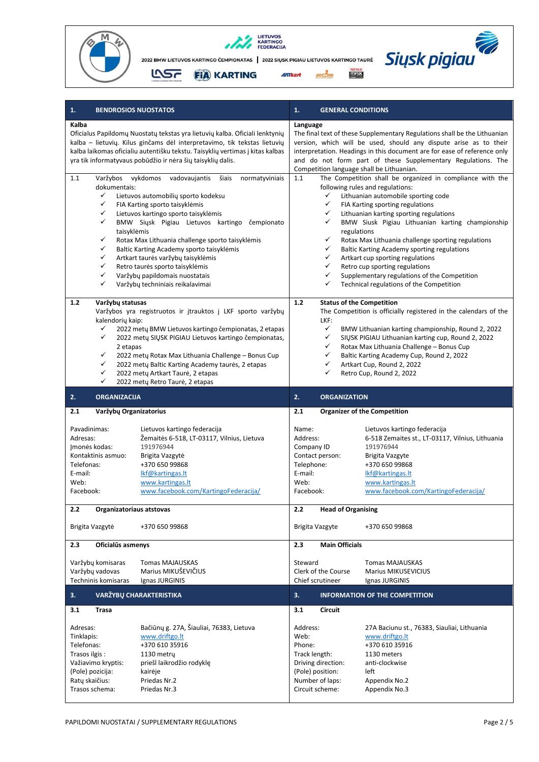2022 BMW LIETUVOS KARTINGO ČEMPIONATAS | 2022 SIŲSK PIGIAU LIETUVOS KARTINGO TAURĖ

| 1. BENDROSIOS NUOSTATOS | 1. GENERAL CONDITIONS |
|---|---|
| **Kalba**<br>Oficialus Papildomų Nuostatų tekstas yra lietuvių kalba. Oficiali lenktynių kalba – lietuvių. Kilus ginčams dėl interpretavimo, tik tekstas lietuvių kalba laikomas oficialiu autentišku tekstu. Taisyklių vertimas į kitas kalbas yra tik informatyvaus pobūdžio ir nėra šių taisyklių dalis. | **Language**<br>The final text of these Supplementary Regulations shall be the Lithuanian version, which will be used, should any dispute arise as to their interpretation. Headings in this document are for ease of reference only and do not form part of these Supplementary Regulations. The Competition language shall be Lithuanian. |
| **1.1** Varžybos vykdomos vadovaujantis šiais normatyviniais dokumentais:<br>✓ Lietuvos automobilių sporto kodeksu<br>✓ FIA Karting sporto taisyklėmis<br>✓ Lietuvos kartingo sporto taisyklėmis<br>✓ BMW Siųsk Pigiau Lietuvos kartingo čempionato taisyklėmis<br>✓ Rotax Max Lithuania challenge sporto taisyklėmis<br>✓ Baltic Karting Academy sporto taisyklėmis<br>✓ Artkart taurės varžybų taisyklėmis<br>✓ Retro taurės sporto taisyklėmis<br>✓ Varžybų papildomais nuostatais<br>✓ Varžybų techniniais reikalavimai | **1.1** The Competition shall be organized in compliance with the following rules and regulations:<br>✓ Lithuanian automobile sporting code<br>✓ FIA Karting sporting regulations<br>✓ Lithuanian karting sporting regulations<br>✓ BMW Siusk Pigiau Lithuanian karting championship regulations<br>✓ Rotax Max Lithuania challenge sporting regulations<br>✓ Baltic Karting Academy sporting regulations<br>✓ Artkart cup sporting regulations<br>✓ Retro cup sporting regulations<br>✓ Supplementary regulations of the Competition<br>✓ Technical regulations of the Competition |
| **1.2 Varžybų statusas**<br>Varžybos yra registruotos ir įtrauktos į LKF sporto varžybų kalendorių kaip:<br>✓ 2022 metų BMW Lietuvos kartingo čempionatas, 2 etapas<br>✓ 2022 metų SIŲSK PIGIAU Lietuvos kartingo čempionatas, 2 etapas<br>✓ 2022 metų Rotax Max Lithuania Challenge – Bonus Cup<br>✓ 2022 metų Baltic Karting Academy taurės, 2 etapas<br>✓ 2022 metų Artkart Taurė, 2 etapas<br>✓ 2022 metų Retro Taurė, 2 etapas | **1.2 Status of the Competition**<br>The Competition is officially registered in the calendars of the LKF:<br>✓ BMW Lithuanian karting championship, Round 2, 2022<br>✓ SIŲSK PIGIAU Lithuanian karting cup, Round 2, 2022<br>✓ Rotax Max Lithuania Challenge – Bonus Cup<br>✓ Baltic Karting Academy Cup, Round 2, 2022<br>✓ Artkart Cup, Round 2, 2022<br>✓ Retro Cup, Round 2, 2022 |
| **2. ORGANIZACIJA** | **2. ORGANIZATION** |
| **2.1 Varžybų Organizatorius**<br><br>Pavadinimas: Lietuvos kartingo federacija<br>Adresas: Žemaitės 6-518, LT-03117, Vilnius, Lietuva<br>Įmonės kodas: 191976944<br>Kontaktinis asmuo: Brigita Vazgytė<br>Telefonas: +370 650 99868<br>E-mail: lkf@kartingas.lt<br>Web: www.kartingas.lt<br>Facebook: www.facebook.com/KartingoFederacija/ | **2.1 Organizer of the Competition**<br><br>Name: Lietuvos kartingo federacija<br>Address: 6-518 Zemaites st., LT-03117, Vilnius, Lithuania<br>Company ID 191976944<br>Contact person: Brigita Vazgyte<br>Telephone: +370 650 99868<br>E-mail: lkf@kartingas.lt<br>Web: www.kartingas.lt<br>Facebook: www.facebook.com/KartingoFederacija/ |
| **2.2 Organizatoriaus atstovas**<br><br>Brigita Vazgytė +370 650 99868 | **2.2 Head of Organising**<br><br>Brigita Vazgyte +370 650 99868 |
| **2.3 Oficialūs asmenys**<br><br>Varžybų komisaras Tomas MAJAUSKAS<br>Varžybų vadovas Marius MIKUŠEVIČIUS<br>Techninis komisaras Ignas JURGINIS | **2.3 Main Officials**<br><br>Steward Tomas MAJAUSKAS<br>Clerk of the Course Marius MIKUSEVICIUS<br>Chief scrutineer Ignas JURGINIS |
| **3. VARŽYBŲ CHARAKTERISTIKA** | **3. INFORMATION OF THE COMPETITION** |
| **3.1 Trasa**<br><br>Adresas: Bačiūnų g. 27A, Šiauliai, 76383, Lietuva<br>Tinklapis: www.driftgo.lt<br>Telefonas: +370 610 35916<br>Trasos ilgis : 1130 metrų<br>Važiavimo kryptis: prieš laikrodžio rodyklę<br>(Pole) pozicija: kairėje<br>Ratų skaičius: Priedas Nr.2<br>Trasos schema: Priedas Nr.3 | **3.1 Circuit**<br><br>Address: 27A Baciunu st., 76383, Siauliai, Lithuania<br>Web: www.driftgo.lt<br>Phone: +370 610 35916<br>Track length: 1130 meters<br>Driving direction: anti-clockwise<br>(Pole) position: left<br>Number of laps: Appendix No.2<br>Circuit scheme: Appendix No.3 |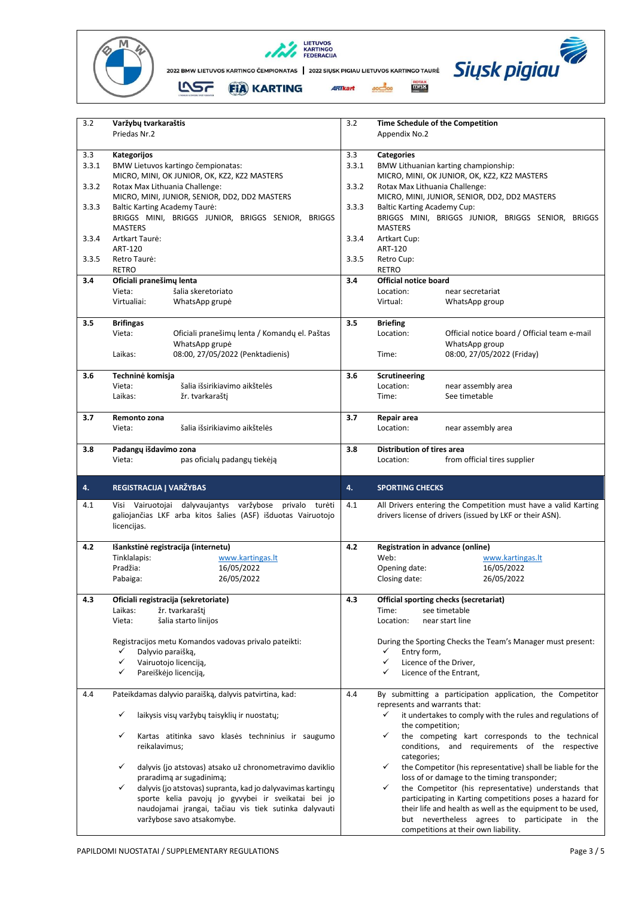| | Lietuvių | | English |
|---|---|---|---|
| 3.2 | **Varžybų tvarkaraštis**<br>Priedas Nr.2 | 3.2 | **Time Schedule of the Competition**<br>Appendix No.2 |
| 3.3 | **Kategorijos** | 3.3 | **Categories** |
| 3.3.1 | BMW Lietuvos kartingo čempionatas:<br>MICRO, MINI, OK JUNIOR, OK, KZ2, KZ2 MASTERS | 3.3.1 | BMW Lithuanian karting championship:<br>MICRO, MINI, OK JUNIOR, OK, KZ2, KZ2 MASTERS |
| 3.3.2 | Rotax Max Lithuania Challenge:<br>MICRO, MINI, JUNIOR, SENIOR, DD2, DD2 MASTERS | 3.3.2 | Rotax Max Lithuania Challenge:<br>MICRO, MINI, JUNIOR, SENIOR, DD2, DD2 MASTERS |
| 3.3.3 | Baltic Karting Academy Taurė:<br>BRIGGS MINI, BRIGGS JUNIOR, BRIGGS SENIOR, BRIGGS MASTERS | 3.3.3 | Baltic Karting Academy Cup:<br>BRIGGS MINI, BRIGGS JUNIOR, BRIGGS SENIOR, BRIGGS MASTERS |
| 3.3.4 | Artkart Taurė:<br>ART-120 | 3.3.4 | Artkart Cup:<br>ART-120 |
| 3.3.5 | Retro Taurė:<br>RETRO | 3.3.5 | Retro Cup:<br>RETRO |
| **3.4** | **Oficiali pranešimų lenta**<br>Vieta: šalia skeretoriato<br>Virtualiai: WhatsApp grupė | **3.4** | **Official notice board**<br>Location: near secretariat<br>Virtual: WhatsApp group |
| **3.5** | **Brifingas**<br>Vieta: Oficiali pranešimų lenta / Komandų el. Paštas WhatsApp grupė<br>Laikas: 08:00, 27/05/2022 (Penktadienis) | **3.5** | **Briefing**<br>Location: Official notice board / Official team e-mail WhatsApp group<br>Time: 08:00, 27/05/2022 (Friday) |
| **3.6** | **Techninė komisja**<br>Vieta: šalia išsirikiavimo aikštelės<br>Laikas: žr. tvarkaraštį | **3.6** | **Scrutineering**<br>Location: near assembly area<br>Time: See timetable |
| **3.7** | **Remonto zona**<br>Vieta: šalia išsirikiavimo aikštelės | **3.7** | **Repair area**<br>Location: near assembly area |
| **3.8** | **Padangų išdavimo zona**<br>Vieta: pas oficialų padangų tiekėją | **3.8** | **Distribution of tires area**<br>Location: from official tires supplier |
| **4.** | **REGISTRACIJA Į VARŽYBAS** | **4.** | **SPORTING CHECKS** |
| 4.1 | Visi Vairuotojai dalyvaujantys varžybose privalo turėti galiojančias LKF arba kitos šalies (ASF) išduotas Vairuotojo licencijas. | 4.1 | All Drivers entering the Competition must have a valid Karting drivers license of drivers (issued by LKF or their ASN). |
| **4.2** | **Išankstinė registracija (internetu)**<br>Tinklalapis: www.kartingas.lt<br>Pradžia: 16/05/2022<br>Pabaiga: 26/05/2022 | **4.2** | **Registration in advance (online)**<br>Web: www.kartingas.lt<br>Opening date: 16/05/2022<br>Closing date: 26/05/2022 |
| **4.3** | **Oficiali registracija (sekretoriate)**<br>Laikas: žr. tvarkaraštį<br>Vieta: šalia starto linijos<br><br>Registracijos metu Komandos vadovas privalo pateikti:<br>✓ Dalyvio paraišką,<br>✓ Vairuotojo licenciją,<br>✓ Pareiškėjo licenciją, | **4.3** | **Official sporting checks (secretariat)**<br>Time: see timetable<br>Location: near start line<br><br>During the Sporting Checks the Team's Manager must present:<br>✓ Entry form,<br>✓ Licence of the Driver,<br>✓ Licence of the Entrant, |
| 4.4 | Pateikdamas dalyvio paraišką, dalyvis patvirtina, kad:<br>✓ laikysis visų varžybų taisyklių ir nuostatų;<br>✓ Kartas atitinka savo klasės techninius ir saugumo reikalavimus;<br>✓ dalyvis (jo atstovas) atsako už chronometravimo daviklio praradimą ar sugadinimą;<br>✓ dalyvis (jo atstovas) supranta, kad jo dalyvavimas kartingų sporte kelia pavojų jo gyvybei ir sveikatai bei jo naudojamai įrangai, tačiau vis tiek sutinka dalyvauti varžybose savo atsakomybe. | 4.4 | By submitting a participation application, the Competitor represents and warrants that:<br>✓ it undertakes to comply with the rules and regulations of the competition;<br>✓ the competing kart corresponds to the technical conditions, and requirements of the respective categories;<br>✓ the Competitor (his representative) shall be liable for the loss of or damage to the timing transponder;<br>✓ the Competitor (his representative) understands that participating in Karting competitions poses a hazard for their life and health as well as the equipment to be used, but nevertheless agrees to participate in the competitions at their own liability. |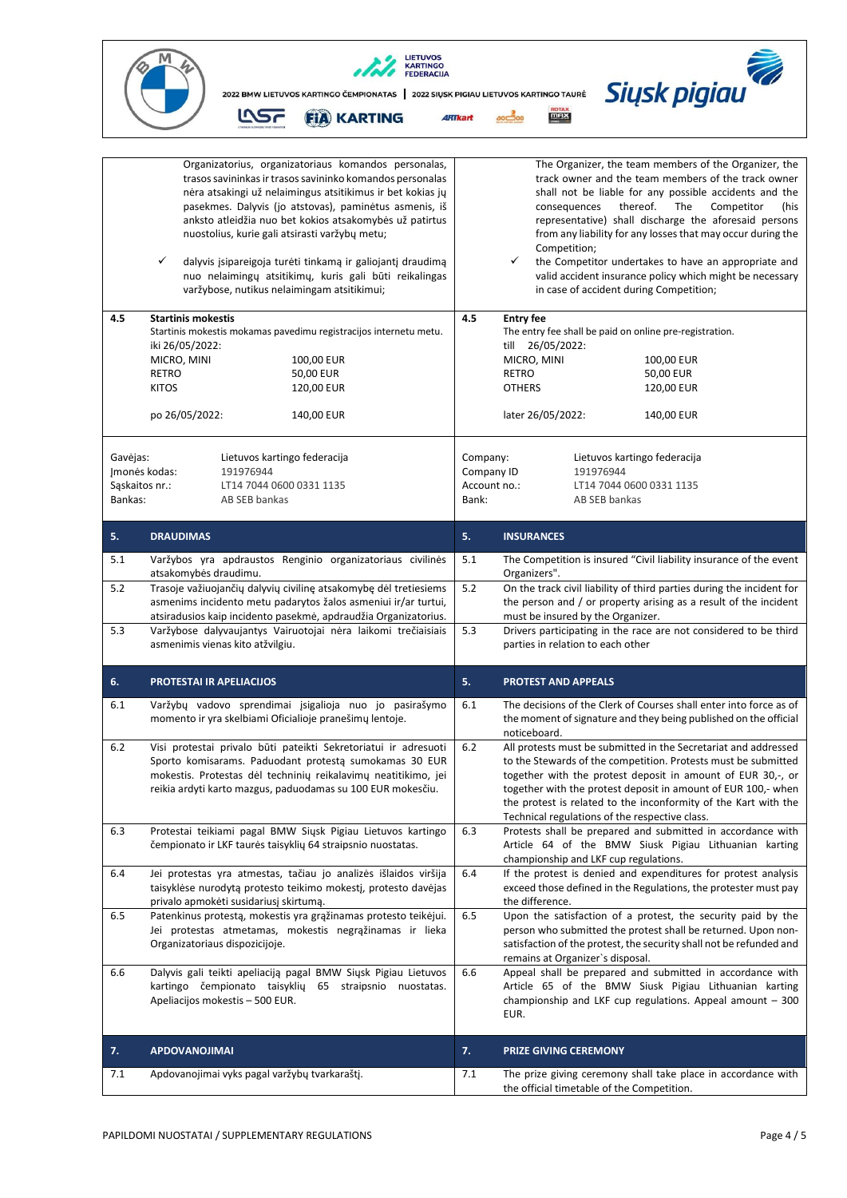| Lietuviškai | | English | |
|---|---|---|---|
| | Organizatorius, organizatoriaus komandos personalas, trasos savininkas ir trasos savininko komandos personalas nėra atsakingi už nelaimingus atsitikimus ir bet kokias jų pasekmes. Dalyvis (jo atstovas), paminėtus asmenis, iš anksto atleidžia nuo bet kokios atsakomybės už patirtus nuostolius, kurie gali atsirasti varžybų metu;<br><br>✓ dalyvis įsipareigoja turėti tinkamą ir galiojantį draudimą nuo nelaimingų atsitikimų, kuris gali būti reikalingas varžybose, nutikus nelaimingam atsitikimui; | | The Organizer, the team members of the Organizer, the track owner and the team members of the track owner shall not be liable for any possible accidents and the consequences thereof. The Competitor (his representative) shall discharge the aforesaid persons from any liability for any losses that may occur during the Competition;<br><br>✓ the Competitor undertakes to have an appropriate and valid accident insurance policy which might be necessary in case of accident during Competition; |
| **4.5** | **Startinis mokestis**<br>Startinis mokestis mokamas pavedimu registracijos internetu metu.<br>iki 26/05/2022:<br>MICRO, MINI 100,00 EUR<br>RETRO 50,00 EUR<br>KITOS 120,00 EUR<br><br>po 26/05/2022: 140,00 EUR | **4.5** | **Entry fee**<br>The entry fee shall be paid on online pre-registration.<br>till 26/05/2022:<br>MICRO, MINI 100,00 EUR<br>RETRO 50,00 EUR<br>OTHERS 120,00 EUR<br><br>later 26/05/2022: 140,00 EUR |
| | Gavėjas: Lietuvos kartingo federacija<br>Įmonės kodas: 191976944<br>Sąskaitos nr.: LT14 7044 0600 0331 1135<br>Bankas: AB SEB bankas | | Company: Lietuvos kartingo federacija<br>Company ID 191976944<br>Account no.: LT14 7044 0600 0331 1135<br>Bank: AB SEB bankas |
| **5.** | **DRAUDIMAS** | **5.** | **INSURANCES** |
| 5.1 | Varžybos yra apdraustos Renginio organizatoriaus civilinės atsakomybės draudimu. | 5.1 | The Competition is insured "Civil liability insurance of the event Organizers". |
| 5.2 | Trasoje važiuojančių dalyvių civilinę atsakomybę dėl tretiesiems asmenims incidento metu padarytos žalos asmeniui ir/ar turtui, atsiradusios kaip incidento pasekmė, apdraudžia Organizatorius. | 5.2 | On the track civil liability of third parties during the incident for the person and / or property arising as a result of the incident must be insured by the Organizer. |
| 5.3 | Varžybose dalyvaujantys Vairuotojai nėra laikomi trečiaisiais asmenimis vienas kito atžvilgiu. | 5.3 | Drivers participating in the race are not considered to be third parties in relation to each other |
| **6.** | **PROTESTAI IR APELIACIJOS** | **5.** | **PROTEST AND APPEALS** |
| 6.1 | Varžybų vadovo sprendimai įsigalioja nuo jo pasirašymo momento ir yra skelbiami Oficialioje pranešimų lentoje. | 6.1 | The decisions of the Clerk of Courses shall enter into force as of the moment of signature and they being published on the official noticeboard. |
| 6.2 | Visi protestai privalo būti pateikti Sekretoriatui ir adresuoti Sporto komisarams. Paduodant protestą sumokamas 30 EUR mokestis. Protestas dėl techninių reikalavimų neatitikimo, jei reikia ardyti karto mazgus, paduodamas su 100 EUR mokesčiu. | 6.2 | All protests must be submitted in the Secretariat and addressed to the Stewards of the competition. Protests must be submitted together with the protest deposit in amount of EUR 30,-, or together with the protest deposit in amount of EUR 100,- when the protest is related to the inconformity of the Kart with the Technical regulations of the respective class. |
| 6.3 | Protestai teikiami pagal BMW Siųsk Pigiau Lietuvos kartingo čempionato ir LKF taurės taisyklių 64 straipsnio nuostatas. | 6.3 | Protests shall be prepared and submitted in accordance with Article 64 of the BMW Siusk Pigiau Lithuanian karting championship and LKF cup regulations. |
| 6.4 | Jei protestas yra atmestas, tačiau jo analizės išlaidos viršija taisyklėse nurodytą protesto teikimo mokestį, protesto davėjas privalo apmokėti susidariusį skirtumą. | 6.4 | If the protest is denied and expenditures for protest analysis exceed those defined in the Regulations, the protester must pay the difference. |
| 6.5 | Patenkinus protestą, mokestis yra grąžinamas protesto teikėjui. Jei protestas atmetamas, mokestis negrąžinamas ir lieka Organizatoriaus dispozicijoje. | 6.5 | Upon the satisfaction of a protest, the security paid by the person who submitted the protest shall be returned. Upon non-satisfaction of the protest, the security shall not be refunded and remains at Organizer`s disposal. |
| 6.6 | Dalyvis gali teikti apeliaciją pagal BMW Siųsk Pigiau Lietuvos kartingo čempionato taisyklių 65 straipsnio nuostatas. Apeliacijos mokestis – 500 EUR. | 6.6 | Appeal shall be prepared and submitted in accordance with Article 65 of the BMW Siusk Pigiau Lithuanian karting championship and LKF cup regulations. Appeal amount – 300 EUR. |
| **7.** | **APDOVANOJIMAI** | **7.** | **PRIZE GIVING CEREMONY** |
| 7.1 | Apdovanojimai vyks pagal varžybų tvarkaraštį. | 7.1 | The prize giving ceremony shall take place in accordance with the official timetable of the Competition. |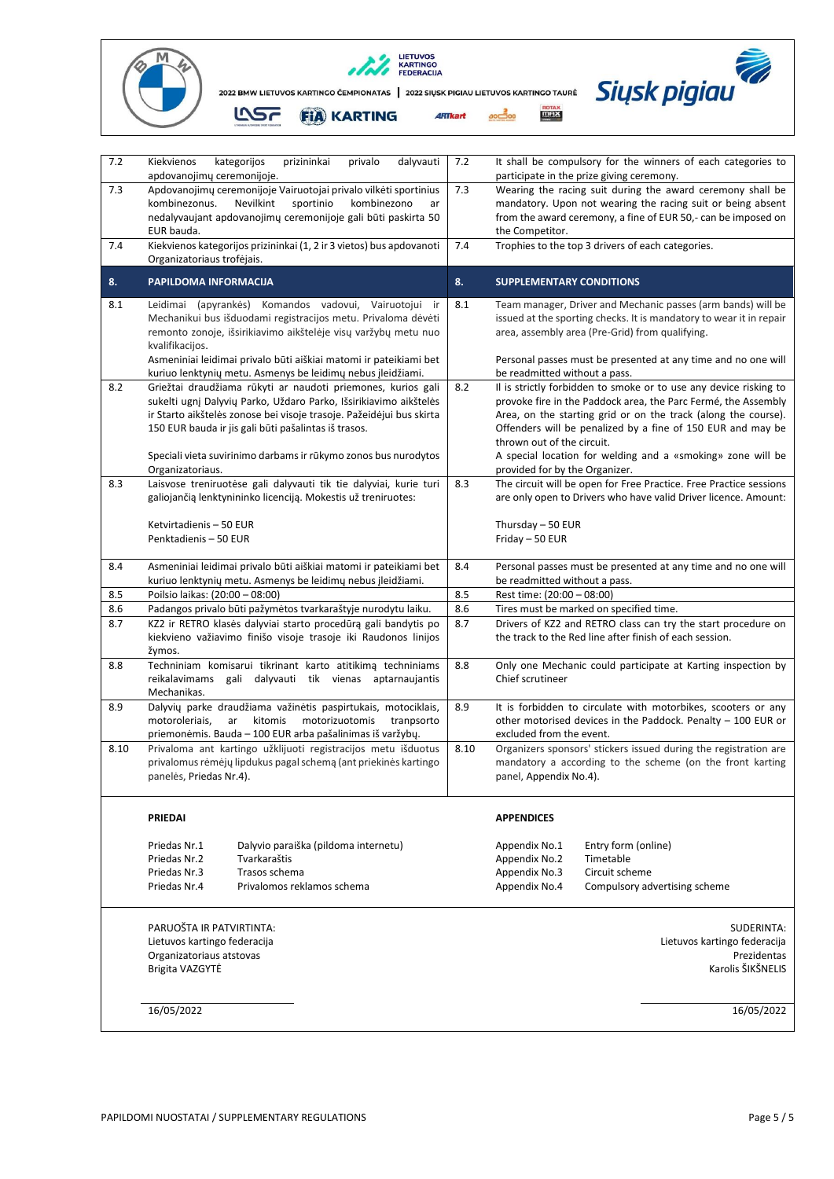| | | | |
|---|---|---|---|
| 7.2 | Kiekvienos kategorijos prizininkai privalo dalyvauti apdovanojimų ceremonijoje. | 7.2 | It shall be compulsory for the winners of each categories to participate in the prize giving ceremony. |
| 7.3 | Apdovanojimų ceremonijoje Vairuotojai privalo vilkėti sportinius kombinezonus. Nevilkint sportinio kombinezono ar nedalyvaujant apdovanojimų ceremonijoje gali būti paskirta 50 EUR bauda. | 7.3 | Wearing the racing suit during the award ceremony shall be mandatory. Upon not wearing the racing suit or being absent from the award ceremony, a fine of EUR 50,- can be imposed on the Competitor. |
| 7.4 | Kiekvienos kategorijos prizininkai (1, 2 ir 3 vietos) bus apdovanoti Organizatoriaus trofėjais. | 7.4 | Trophies to the top 3 drivers of each categories. |
| **8.** | **PAPILDOMA INFORMACIJA** | **8.** | **SUPPLEMENTARY CONDITIONS** |
| 8.1 | Leidimai (apyrankės) Komandos vadovui, Vairuotojui ir Mechanikui bus išduodami registracijos metu. Privaloma dėvėti remonto zonoje, išsirikiavimo aikštelėje visų varžybų metu nuo kvalifikacijos.<br><br>Asmeniniai leidimai privalo būti aiškiai matomi ir pateikiami bet kuriuo lenktynių metu. Asmenys be leidimų nebus įleidžiami. | 8.1 | Team manager, Driver and Mechanic passes (arm bands) will be issued at the sporting checks. It is mandatory to wear it in repair area, assembly area (Pre-Grid) from qualifying.<br><br>Personal passes must be presented at any time and no one will be readmitted without a pass. |
| 8.2 | Griežtai draudžiama rūkyti ar naudoti priemones, kurios gali sukelti ugnį Dalyvių Parko, Uždaro Parko, Išsirikiavimo aikštelės ir Starto aikštelės zonose bei visoje trasoje. Pažeidėjui bus skirta 150 EUR bauda ir jis gali būti pašalintas iš trasos.<br><br>Speciali vieta suvirinimo darbams ir rūkymo zonos bus nurodytos Organizatoriaus. | 8.2 | Il is strictly forbidden to smoke or to use any device risking to provoke fire in the Paddock area, the Parc Fermé, the Assembly Area, on the starting grid or on the track (along the course). Offenders will be penalized by a fine of 150 EUR and may be thrown out of the circuit.<br><br>A special location for welding and a «smoking» zone will be provided for by the Organizer. |
| 8.3 | Laisvose treniruotėse gali dalyvauti tik tie dalyviai, kurie turi galiojančią lenktynininko licenciją. Mokestis už treniruotes:<br><br>Ketvirtadienis – 50 EUR<br>Penktadienis – 50 EUR | 8.3 | The circuit will be open for Free Practice. Free Practice sessions are only open to Drivers who have valid Driver licence. Amount:<br><br>Thursday – 50 EUR<br>Friday – 50 EUR |
| 8.4 | Asmeniniai leidimai privalo būti aiškiai matomi ir pateikiami bet kuriuo lenktynių metu. Asmenys be leidimų nebus įleidžiami. | 8.4 | Personal passes must be presented at any time and no one will be readmitted without a pass. |
| 8.5 | Poilsio laikas: (20:00 – 08:00) | 8.5 | Rest time: (20:00 – 08:00) |
| 8.6 | Padangos privalo būti pažymėtos tvarkaraštyje nurodytu laiku. | 8.6 | Tires must be marked on specified time. |
| 8.7 | KZ2 ir RETRO klasės dalyviai starto procedūrą gali bandytis po kiekvieno važiavimo finišo visoje trasoje iki Raudonos linijos žymos. | 8.7 | Drivers of KZ2 and RETRO class can try the start procedure on the track to the Red line after finish of each session. |
| 8.8 | Techniniam komisarui tikrinant karto atitikimą techniniams reikalavimams gali dalyvauti tik vienas aptarnaujantis Mechanikas. | 8.8 | Only one Mechanic could participate at Karting inspection by Chief scrutineer |
| 8.9 | Dalyvių parke draudžiama važinėtis paspirtukais, motociklais, motoroleriais, ar kitomis motorizuotomis tranpsorto priemonėmis. Bauda – 100 EUR arba pašalinimas iš varžybų. | 8.9 | It is forbidden to circulate with motorbikes, scooters or any other motorised devices in the Paddock. Penalty – 100 EUR or excluded from the event. |
| 8.10 | Privaloma ant kartingo užklijuoti registracijos metu išduotus privalomus rėmėjų lipdukus pagal schemą (ant priekinės kartingo panelės, Priedas Nr.4). | 8.10 | Organizers sponsors' stickers issued during the registration are mandatory a according to the scheme (on the front karting panel, Appendix No.4). |

**PRIEDAI**

| | |
|---|---|
| Priedas Nr.1 | Dalyvio paraiška (pildoma internetu) |
| Priedas Nr.2 | Tvarkaraštis |
| Priedas Nr.3 | Trasos schema |
| Priedas Nr.4 | Privalomos reklamos schema |

**APPENDICES**

| | |
|---|---|
| Appendix No.1 | Entry form (online) |
| Appendix No.2 | Timetable |
| Appendix No.3 | Circuit scheme |
| Appendix No.4 | Compulsory advertising scheme |

PARUOŠTA IR PATVIRTINTA:
Lietuvos kartingo federacija
Organizatoriaus atstovas
Brigita VAZGYTĖ

16/05/2022

SUDERINTA:
Lietuvos kartingo federacija
Prezidentas
Karolis ŠIKŠNELIS

16/05/2022